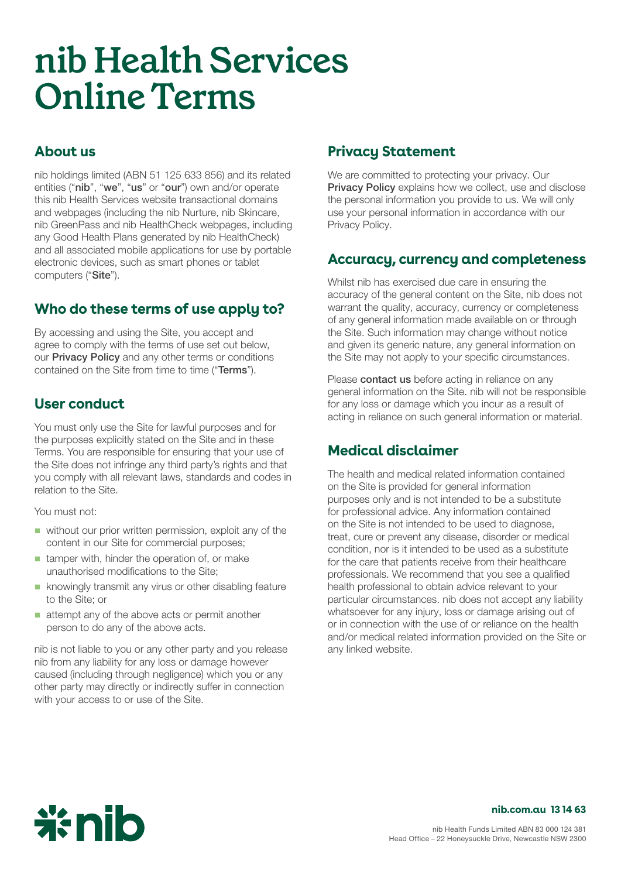# nib Health Services Online Terms

## About us

nib holdings limited (ABN 51 125 633 856) and its related entities ("**nib**", "**we**", "**us**" or "**our**") own and/or operate this nib Health Services website transactional domains and webpages (including the nib Nurture, nib Skincare, nib GreenPass and nib HealthCheck webpages, including any Good Health Plans generated by nib HealthCheck) and all associated mobile applications for use by portable electronic devices, such as smart phones or tablet computers ("**Site**").

## Who do these terms of use apply to?

By accessing and using the Site, you accept and agree to comply with the terms of use set out below, our **Privacy Policy** and any other terms or conditions contained on the Site from time to time ("**Terms**").

## User conduct

You must only use the Site for lawful purposes and for the purposes explicitly stated on the Site and in these Terms. You are responsible for ensuring that your use of the Site does not infringe any third party's rights and that you comply with all relevant laws, standards and codes in relation to the Site.

You must not:

- without our prior written permission, exploit any of the content in our Site for commercial purposes;
- tamper with, hinder the operation of, or make unauthorised modifications to the Site;
- knowingly transmit any virus or other disabling feature to the Site; or
- attempt any of the above acts or permit another person to do any of the above acts.

nib is not liable to you or any other party and you release nib from any liability for any loss or damage however caused (including through negligence) which you or any other party may directly or indirectly suffer in connection with your access to or use of the Site.

## Privacy Statement

We are committed to protecting your privacy. Our **Privacy Policy** explains how we collect, use and disclose the personal information you provide to us. We will only use your personal information in accordance with our Privacy Policy.

## Accuracy, currency and completeness

Whilst nib has exercised due care in ensuring the accuracy of the general content on the Site, nib does not warrant the quality, accuracy, currency or completeness of any general information made available on or through the Site. Such information may change without notice and given its generic nature, any general information on the Site may not apply to your specific circumstances.

Please **contact us** before acting in reliance on any general information on the Site. nib will not be responsible for any loss or damage which you incur as a result of acting in reliance on such general information or material.

## Medical disclaimer

The health and medical related information contained on the Site is provided for general information purposes only and is not intended to be a substitute for professional advice. Any information contained on the Site is not intended to be used to diagnose, treat, cure or prevent any disease, disorder or medical condition, nor is it intended to be used as a substitute for the care that patients receive from their healthcare professionals. We recommend that you see a qualified health professional to obtain advice relevant to your particular circumstances. nib does not accept any liability whatsoever for any injury, loss or damage arising out of or in connection with the use of or reliance on the health and/or medical related information provided on the Site or any linked website.

**nib.com.au 13 14 63**

nib Health Funds Limited ABN 83 000 124 381
Head Office – 22 Honeysuckle Drive, Newcastle NSW 2300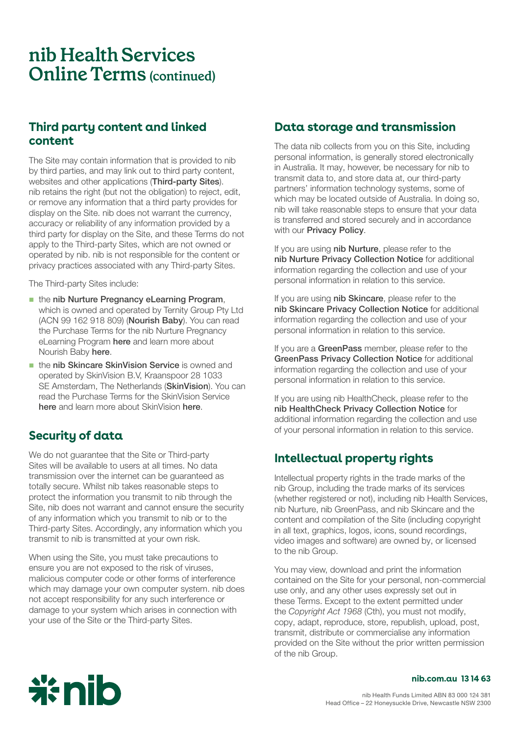# nib Health Services Online Terms (continued)

## Third party content and linked content

The Site may contain information that is provided to nib by third parties, and may link out to third party content, websites and other applications (**Third-party Sites**). nib retains the right (but not the obligation) to reject, edit, or remove any information that a third party provides for display on the Site. nib does not warrant the currency, accuracy or reliability of any information provided by a third party for display on the Site, and these Terms do not apply to the Third-party Sites, which are not owned or operated by nib. nib is not responsible for the content or privacy practices associated with any Third-party Sites.

The Third-party Sites include:

- the **nib Nurture Pregnancy eLearning Program**, which is owned and operated by Ternity Group Pty Ltd (ACN 99 162 918 809) (**Nourish Baby**). You can read the Purchase Terms for the nib Nurture Pregnancy eLearning Program **here** and learn more about Nourish Baby **here**.
- the **nib Skincare SkinVision Service** is owned and operated by SkinVision B.V, Kraanspoor 28 1033 SE Amsterdam, The Netherlands (**SkinVision**). You can read the Purchase Terms for the SkinVision Service **here** and learn more about SkinVision **here**.

## Security of data

We do not guarantee that the Site or Third-party Sites will be available to users at all times. No data transmission over the internet can be guaranteed as totally secure. Whilst nib takes reasonable steps to protect the information you transmit to nib through the Site, nib does not warrant and cannot ensure the security of any information which you transmit to nib or to the Third-party Sites. Accordingly, any information which you transmit to nib is transmitted at your own risk.

When using the Site, you must take precautions to ensure you are not exposed to the risk of viruses, malicious computer code or other forms of interference which may damage your own computer system. nib does not accept responsibility for any such interference or damage to your system which arises in connection with your use of the Site or the Third-party Sites.

## Data storage and transmission

The data nib collects from you on this Site, including personal information, is generally stored electronically in Australia. It may, however, be necessary for nib to transmit data to, and store data at, our third-party partners' information technology systems, some of which may be located outside of Australia. In doing so, nib will take reasonable steps to ensure that your data is transferred and stored securely and in accordance with our **Privacy Policy**.

If you are using **nib Nurture**, please refer to the **nib Nurture Privacy Collection Notice** for additional information regarding the collection and use of your personal information in relation to this service.

If you are using **nib Skincare**, please refer to the **nib Skincare Privacy Collection Notice** for additional information regarding the collection and use of your personal information in relation to this service.

If you are a **GreenPass** member, please refer to the **GreenPass Privacy Collection Notice** for additional information regarding the collection and use of your personal information in relation to this service.

If you are using nib HealthCheck, please refer to the **nib HealthCheck Privacy Collection Notice** for additional information regarding the collection and use of your personal information in relation to this service.

## Intellectual property rights

Intellectual property rights in the trade marks of the nib Group, including the trade marks of its services (whether registered or not), including nib Health Services, nib Nurture, nib GreenPass, and nib Skincare and the content and compilation of the Site (including copyright in all text, graphics, logos, icons, sound recordings, video images and software) are owned by, or licensed to the nib Group.

You may view, download and print the information contained on the Site for your personal, non-commercial use only, and any other uses expressly set out in these Terms. Except to the extent permitted under the *Copyright Act 1968* (Cth), you must not modify, copy, adapt, reproduce, store, republish, upload, post, transmit, distribute or commercialise any information provided on the Site without the prior written permission of the nib Group.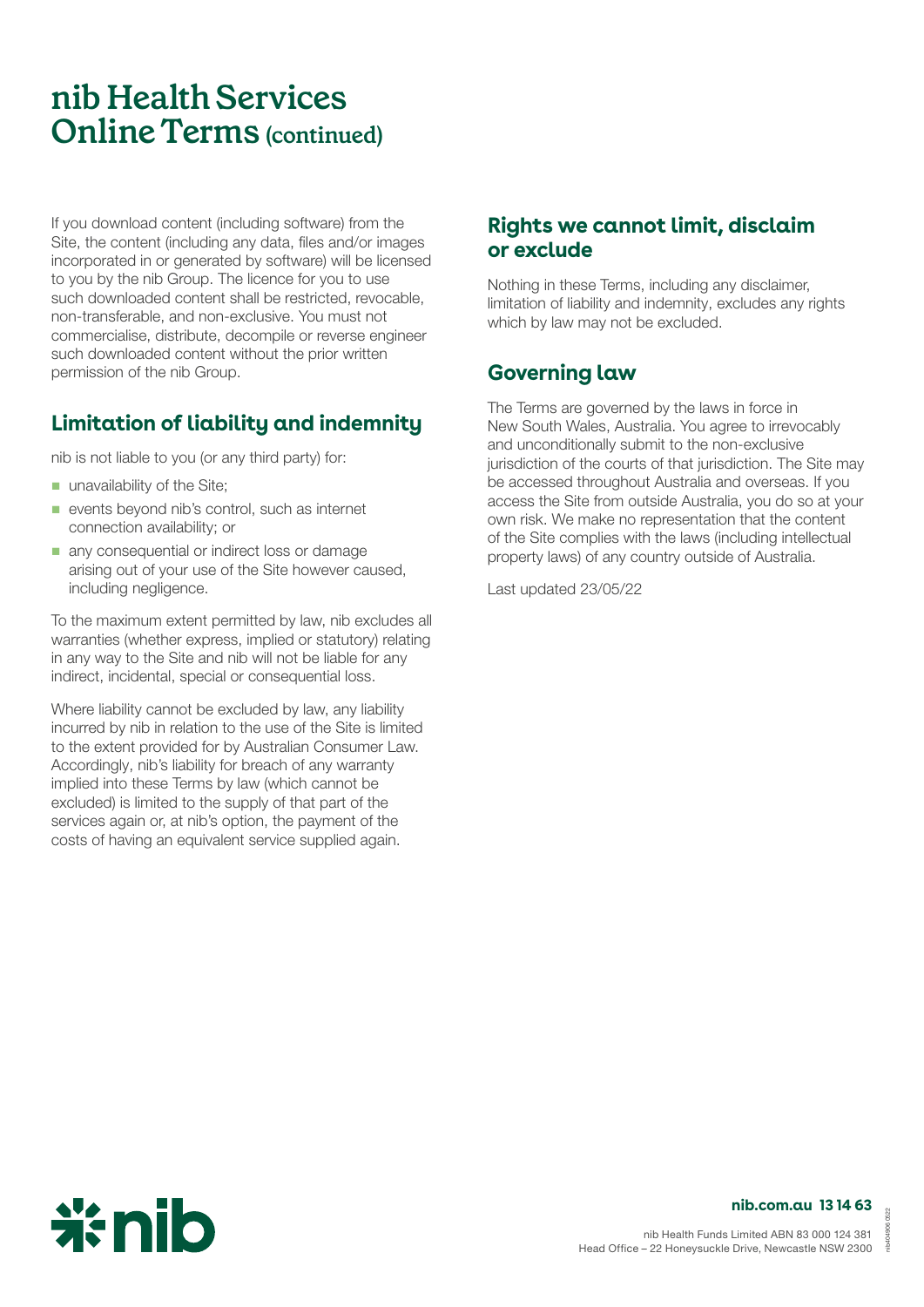# nib Health Services Online Terms (continued)

If you download content (including software) from the Site, the content (including any data, files and/or images incorporated in or generated by software) will be licensed to you by the nib Group. The licence for you to use such downloaded content shall be restricted, revocable, non-transferable, and non-exclusive. You must not commercialise, distribute, decompile or reverse engineer such downloaded content without the prior written permission of the nib Group.

## Limitation of liability and indemnity

nib is not liable to you (or any third party) for:

- unavailability of the Site;
- events beyond nib's control, such as internet connection availability; or
- any consequential or indirect loss or damage arising out of your use of the Site however caused, including negligence.

To the maximum extent permitted by law, nib excludes all warranties (whether express, implied or statutory) relating in any way to the Site and nib will not be liable for any indirect, incidental, special or consequential loss.

Where liability cannot be excluded by law, any liability incurred by nib in relation to the use of the Site is limited to the extent provided for by Australian Consumer Law. Accordingly, nib's liability for breach of any warranty implied into these Terms by law (which cannot be excluded) is limited to the supply of that part of the services again or, at nib's option, the payment of the costs of having an equivalent service supplied again.

## Rights we cannot limit, disclaim or exclude

Nothing in these Terms, including any disclaimer, limitation of liability and indemnity, excludes any rights which by law may not be excluded.

## Governing law

The Terms are governed by the laws in force in New South Wales, Australia. You agree to irrevocably and unconditionally submit to the non-exclusive jurisdiction of the courts of that jurisdiction. The Site may be accessed throughout Australia and overseas. If you access the Site from outside Australia, you do so at your own risk. We make no representation that the content of the Site complies with the laws (including intellectual property laws) of any country outside of Australia.

Last updated 23/05/22

**nib.com.au 13 14 63**

nib Health Funds Limited ABN 83 000 124 381
Head Office – 22 Honeysuckle Drive, Newcastle NSW 2300

nib40496 0522